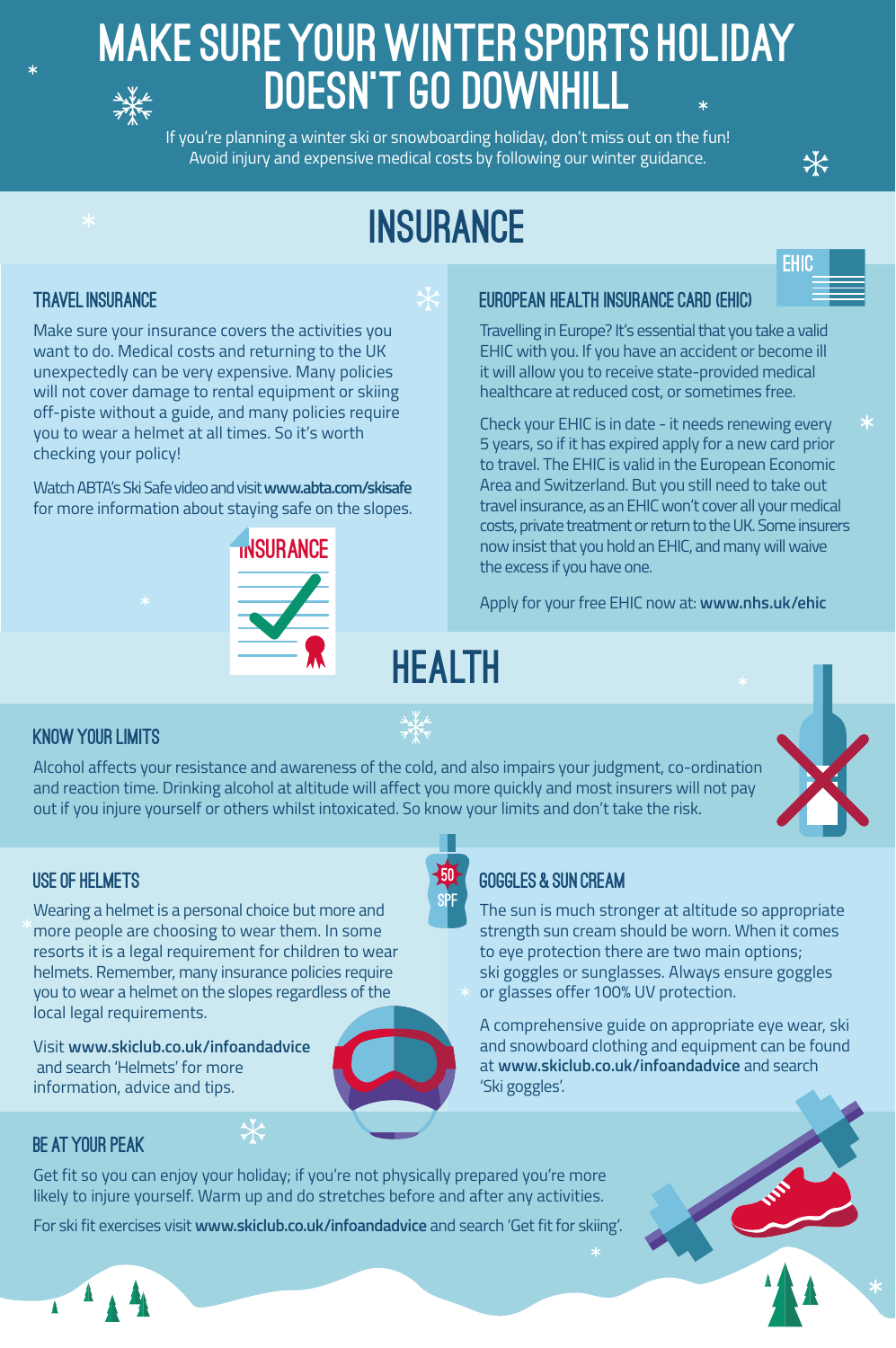# MAKE SURE YOUR WINTER SPORTS HOLIDAY DOESN'T GO DOWNHILL

If you're planning a winter ski or snowboarding holiday, don't miss out on the fun! Avoid injury and expensive medical costs by following our winter guidance.

## INSURANCE

### TRAVEL INSURANCE

Make sure your insurance covers the activities you want to do. Medical costs and returning to the UK unexpectedly can be very expensive. Many policies will not cover damage to rental equipment or skiing off-piste without a guide, and many policies require you to wear a helmet at all times. So it's worth checking your policy!

Watch ABTA's Ski Safe video and visit **www.abta.com/skisafe** for more information about staying safe on the slopes.

### EUROPEAN HEALTH INSURANCE CARD (EHIC)

Travelling in Europe? It's essential that you take a valid EHIC with you. If you have an accident or become ill it will allow you to receive state-provided medical healthcare at reduced cost, or sometimes free.

Check your EHIC is in date - it needs renewing every 5 years, so if it has expired apply for a new card prior to travel. The EHIC is valid in the European Economic Area and Switzerland. But you still need to take out travel insurance, as an EHIC won't cover all your medical costs, private treatment or return to the UK. Some insurers now insist that you hold an EHIC, and many will waive the excess if you have one.

Apply for your free EHIC now at: **www.nhs.uk/ehic**

## HEALTH

### KNOW YOUR LIMITS

Alcohol affects your resistance and awareness of the cold, and also impairs your judgment, co-ordination and reaction time. Drinking alcohol at altitude will affect you more quickly and most insurers will not pay out if you injure yourself or others whilst intoxicated. So know your limits and don't take the risk.

### USE OF HELMETS

Wearing a helmet is a personal choice but more and more people are choosing to wear them. In some resorts it is a legal requirement for children to wear helmets. Remember, many insurance policies require you to wear a helmet on the slopes regardless of the local legal requirements.

Visit **www.skiclub.co.uk/infoandadvice** and search 'Helmets' for more information, advice and tips.

### GOGGLES & SUN CREAM

The sun is much stronger at altitude so appropriate strength sun cream should be worn. When it comes to eye protection there are two main options; ski goggles or sunglasses. Always ensure goggles or glasses offer 100% UV protection.

A comprehensive guide on appropriate eye wear, ski and snowboard clothing and equipment can be found at **www.skiclub.co.uk/infoandadvice** and search 'Ski goggles'.

### BE AT YOUR PEAK

Get fit so you can enjoy your holiday; if you're not physically prepared you're more likely to injure yourself. Warm up and do stretches before and after any activities.

For ski fit exercises visit **www.skiclub.co.uk/infoandadvice** and search 'Get fit for skiing'.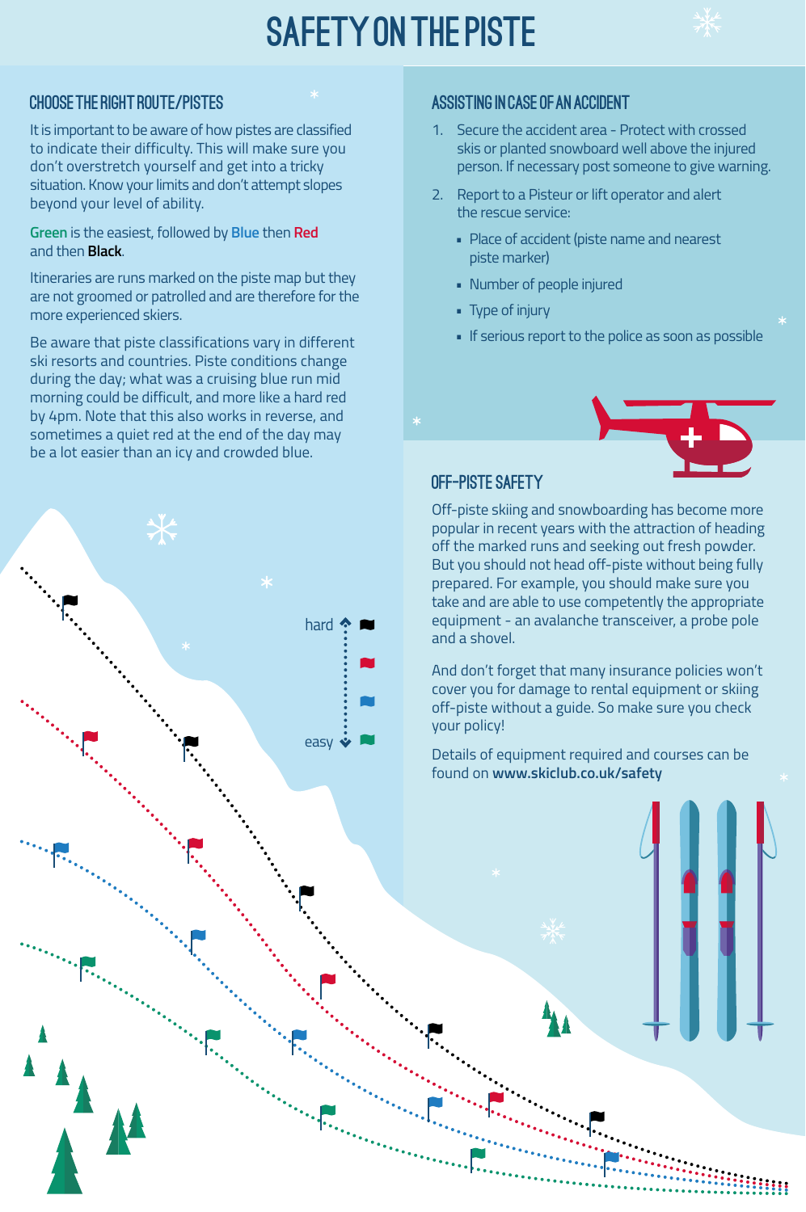# SAFETY ON THE PISTE

## CHOOSE THE RIGHT ROUTE/PISTES

It is important to be aware of how pistes are classified to indicate their difficulty. This will make sure you don't overstretch yourself and get into a tricky situation. Know your limits and don't attempt slopes beyond your level of ability.

**Green** is the easiest, followed by **Blue** then **Red** and then **Black**.

Itineraries are runs marked on the piste map but they are not groomed or patrolled and are therefore for the more experienced skiers.

Be aware that piste classifications vary in different ski resorts and countries. Piste conditions change during the day; what was a cruising blue run mid morning could be difficult, and more like a hard red by 4pm. Note that this also works in reverse, and sometimes a quiet red at the end of the day may be a lot easier than an icy and crowded blue.

hard

easy

## ASSISTING IN CASE OF AN ACCIDENT

1. Secure the accident area - Protect with crossed skis or planted snowboard well above the injured person. If necessary post someone to give warning.
2. Report to a Pisteur or lift operator and alert the rescue service:
   - Place of accident (piste name and nearest piste marker)
   - Number of people injured
   - Type of injury
   - If serious report to the police as soon as possible

## OFF-PISTE SAFETY

Off-piste skiing and snowboarding has become more popular in recent years with the attraction of heading off the marked runs and seeking out fresh powder. But you should not head off-piste without being fully prepared. For example, you should make sure you take and are able to use competently the appropriate equipment - an avalanche transceiver, a probe pole and a shovel.

And don't forget that many insurance policies won't cover you for damage to rental equipment or skiing off-piste without a guide. So make sure you check your policy!

Details of equipment required and courses can be found on **www.skiclub.co.uk/safety**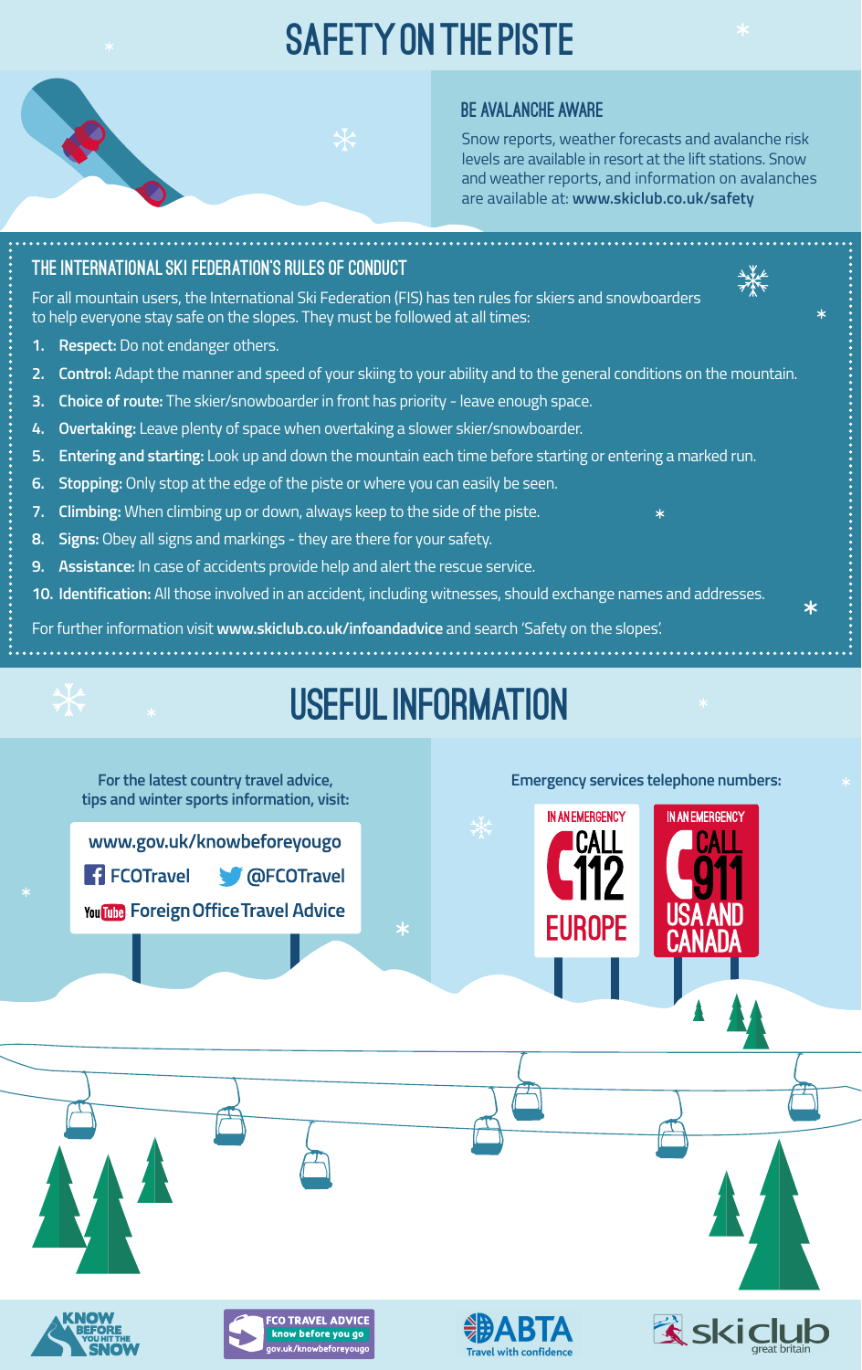# SAFETY ON THE PISTE

## BE AVALANCHE AWARE

Snow reports, weather forecasts and avalanche risk levels are available in resort at the lift stations. Snow and weather reports, and information on avalanches are available at: **www.skiclub.co.uk/safety**

## THE INTERNATIONAL SKI FEDERATION'S RULES OF CONDUCT

For all mountain users, the International Ski Federation (FIS) has ten rules for skiers and snowboarders to help everyone stay safe on the slopes. They must be followed at all times:

1. **Respect:** Do not endanger others.
2. **Control:** Adapt the manner and speed of your skiing to your ability and to the general conditions on the mountain.
3. **Choice of route:** The skier/snowboarder in front has priority - leave enough space.
4. **Overtaking:** Leave plenty of space when overtaking a slower skier/snowboarder.
5. **Entering and starting:** Look up and down the mountain each time before starting or entering a marked run.
6. **Stopping:** Only stop at the edge of the piste or where you can easily be seen.
7. **Climbing:** When climbing up or down, always keep to the side of the piste.
8. **Signs:** Obey all signs and markings - they are there for your safety.
9. **Assistance:** In case of accidents provide help and alert the rescue service.
10. **Identification:** All those involved in an accident, including witnesses, should exchange names and addresses.

For further information visit **www.skiclub.co.uk/infoandadvice** and search 'Safety on the slopes'.

# USEFUL INFORMATION

**For the latest country travel advice, tips and winter sports information, visit:**

**www.gov.uk/knowbeforeyougo**

FCOTravel

@FCOTravel

YouTube Foreign Office Travel Advice

**Emergency services telephone numbers:**

IN AN EMERGENCY CALL 112 EUROPE

IN AN EMERGENCY CALL 911 USA AND CANADA

KNOW BEFORE YOU HIT THE SNOW

FCO TRAVEL ADVICE know before you go gov.uk/knowbeforeyougo

ABTA Travel with confidence

skiclub great britain